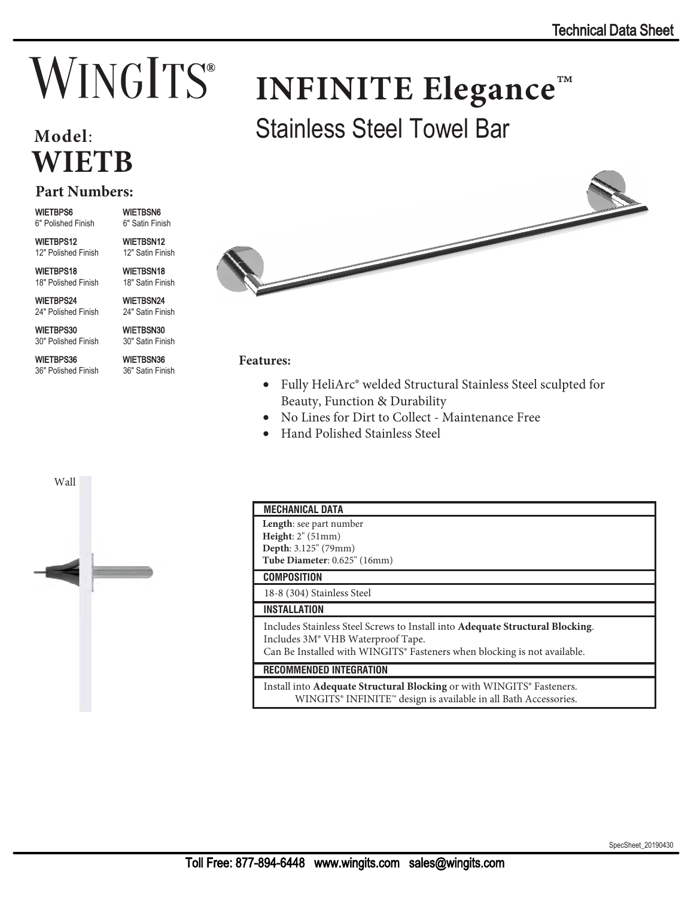Technical Data Sheet

# WINGITS®

# INFINITE Elegance™

## Stainless Steel Towel Bar

**Model**: **WIETB**

### Part Numbers:

| | |
|---|---|
| WIETBPS6<br>6" Polished Finish | WIETBSN6<br>6" Satin Finish |
| WIETBPS12<br>12" Polished Finish | WIETBSN12<br>12" Satin Finish |
| WIETBPS18<br>18" Polished Finish | WIETBSN18<br>18" Satin Finish |
| WIETBPS24<br>24" Polished Finish | WIETBSN24<br>24" Satin Finish |
| WIETBPS30<br>30" Polished Finish | WIETBSN30<br>30" Satin Finish |
| WIETBPS36<br>36" Polished Finish | WIETBSN36<br>36" Satin Finish |

**Features:**

- Fully HeliArc® welded Structural Stainless Steel sculpted for Beauty, Function & Durability
- No Lines for Dirt to Collect - Maintenance Free
- Hand Polished Stainless Steel

Wall

| MECHANICAL DATA |
|---|
| **Length**: see part number<br>**Height**: 2" (51mm)<br>**Depth**: 3.125" (79mm)<br>**Tube Diameter**: 0.625" (16mm) |
| **COMPOSITION** |
| 18-8 (304) Stainless Steel |
| **INSTALLATION** |
| Includes Stainless Steel Screws to Install into **Adequate Structural Blocking**.<br>Includes 3M® VHB Waterproof Tape.<br>Can Be Installed with WINGITS® Fasteners when blocking is not available. |
| **RECOMMENDED INTEGRATION** |
| Install into **Adequate Structural Blocking** or with WINGITS® Fasteners.<br>WINGITS® INFINITE™ design is available in all Bath Accessories. |

SpecSheet_20190430

Toll Free: 877-894-6448 www.wingits.com sales@wingits.com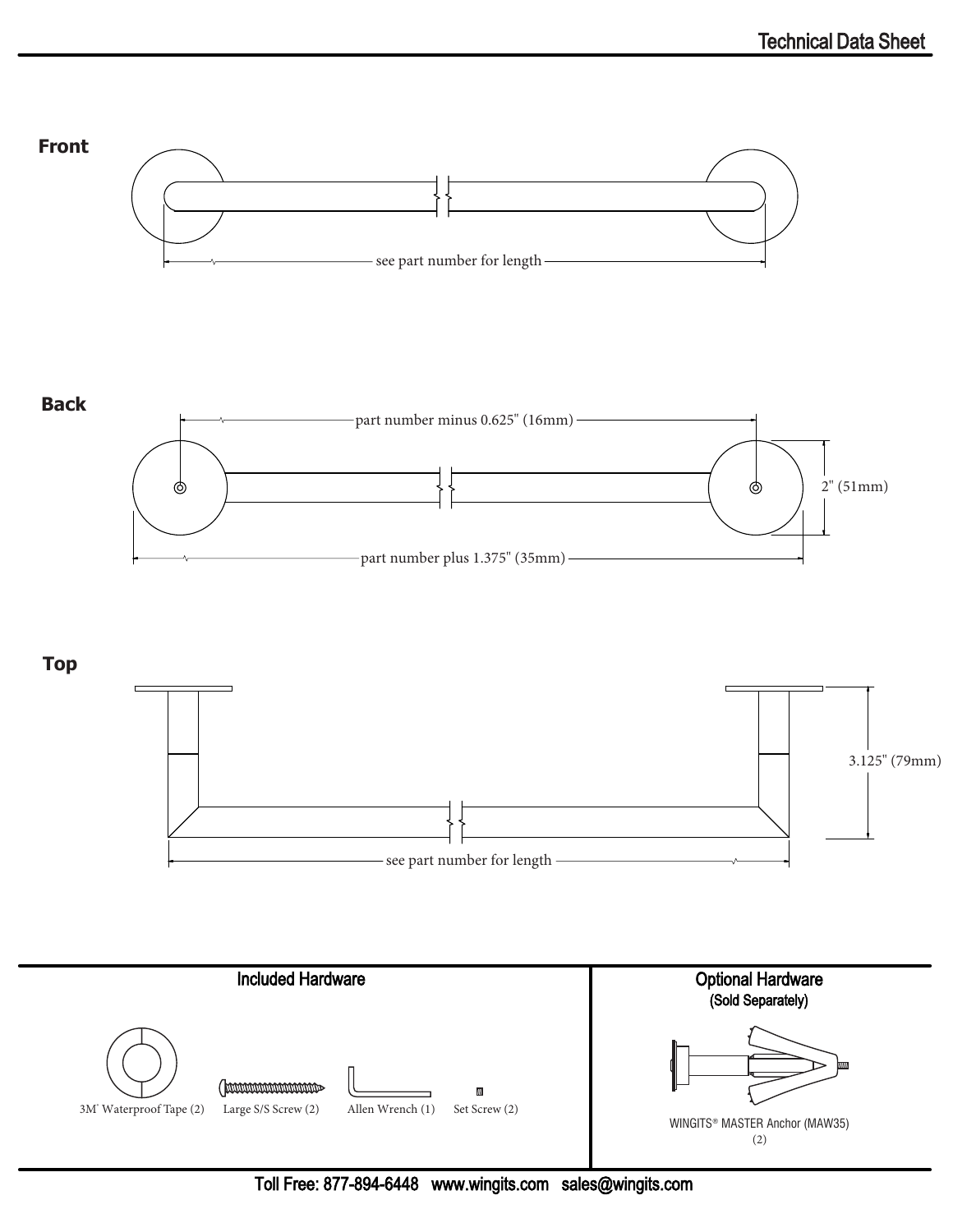# Technical Data Sheet

**Front**

see part number for length

**Back**

part number minus 0.625" (16mm)

2" (51mm)

part number plus 1.375" (35mm)

**Top**

3.125" (79mm)

see part number for length

| Included Hardware | Optional Hardware (Sold Separately) |
|---|---|
| 3M® Waterproof Tape (2) | WINGITS® MASTER Anchor (MAW35) (2) |
| Large S/S Screw (2) | |
| Allen Wrench (1) | |
| Set Screw (2) | |

Toll Free: 877-894-6448 www.wingits.com sales@wingits.com